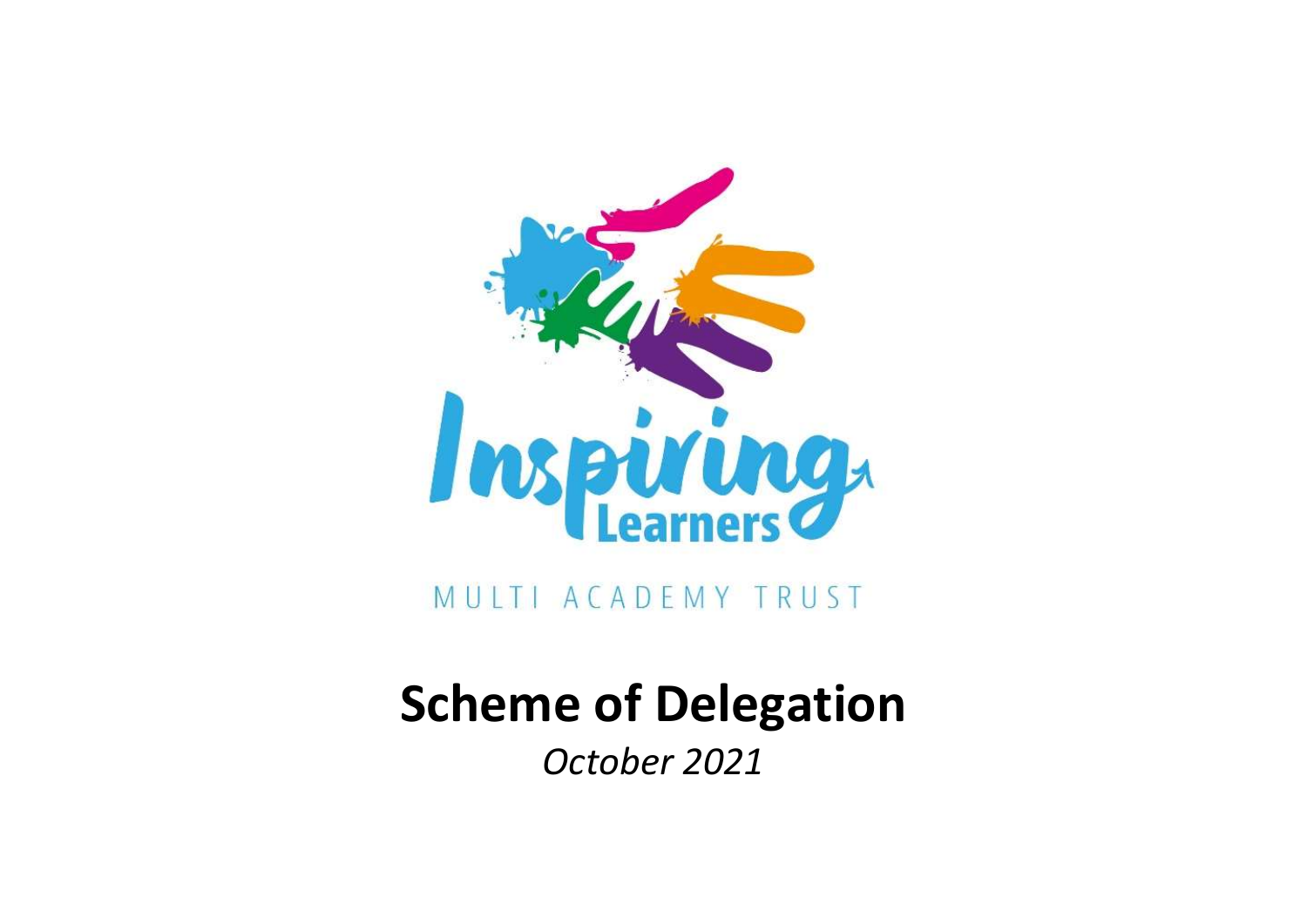Inspiring Learners

MULTI ACADEMY TRUST

# Scheme of Delegation

*October 2021*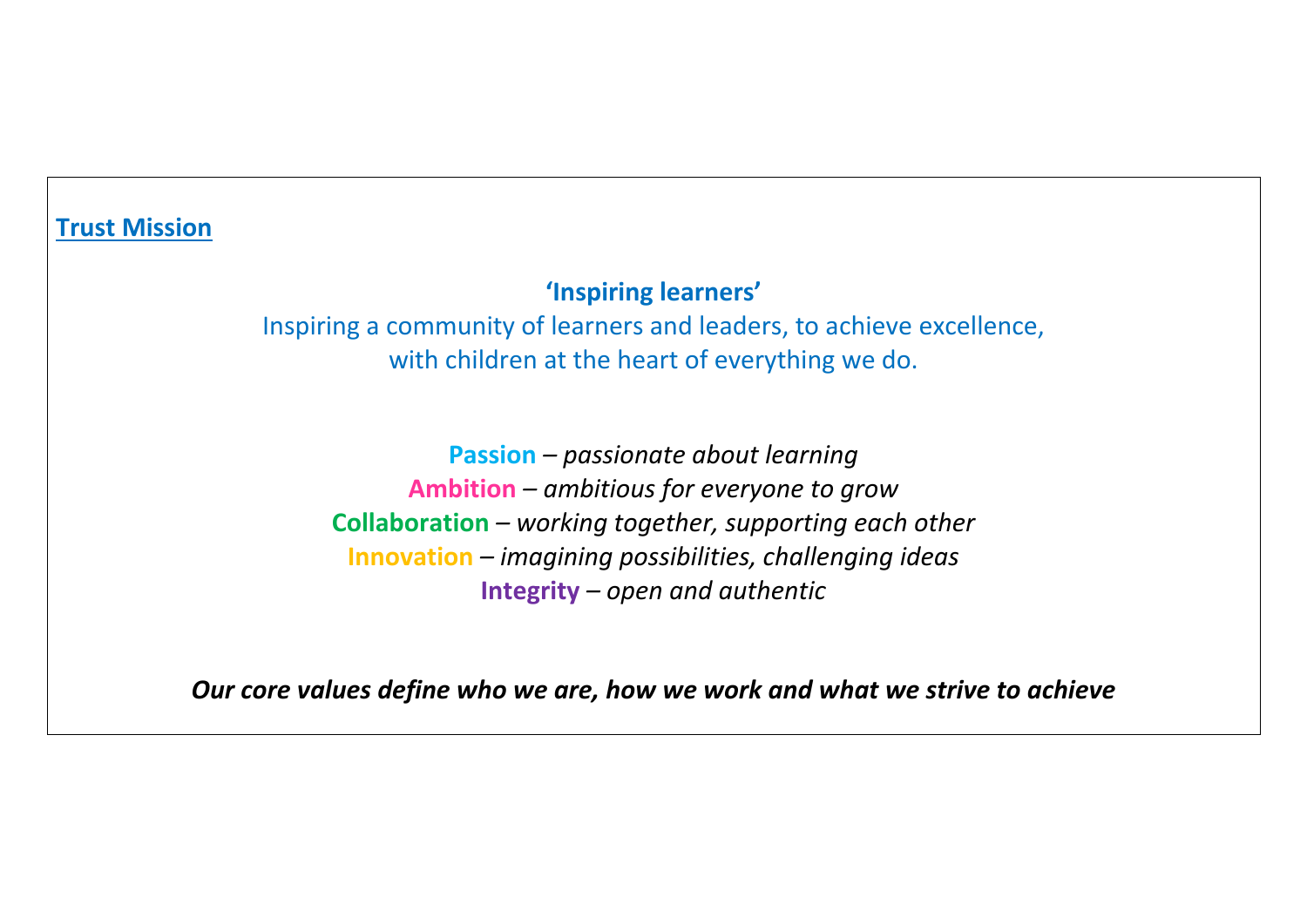## Trust Mission

**'Inspiring learners'**

Inspiring a community of learners and leaders, to achieve excellence, with children at the heart of everything we do.

**Passion** – *passionate about learning*
**Ambition** – *ambitious for everyone to grow*
**Collaboration** – *working together, supporting each other*
**Innovation** – *imagining possibilities, challenging ideas*
**Integrity** – *open and authentic*

***Our core values define who we are, how we work and what we strive to achieve***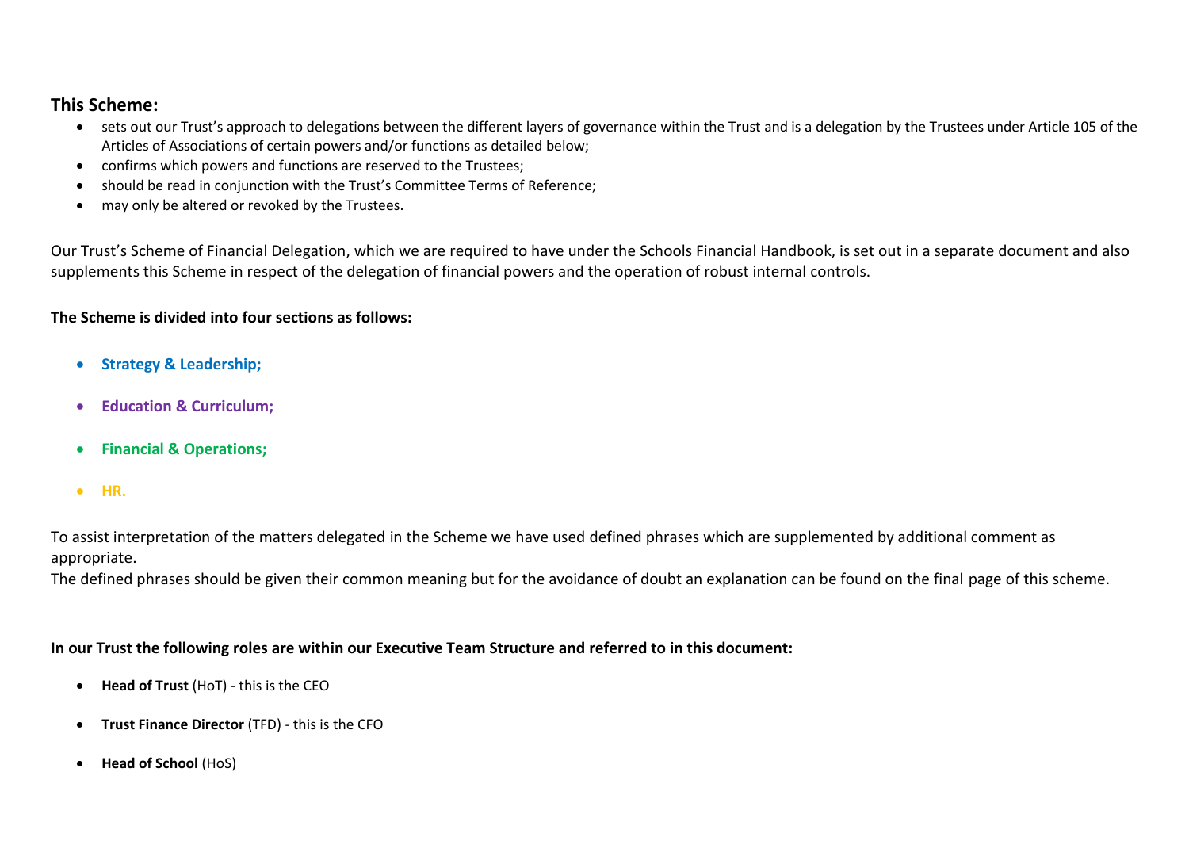## This Scheme:

- sets out our Trust's approach to delegations between the different layers of governance within the Trust and is a delegation by the Trustees under Article 105 of the Articles of Associations of certain powers and/or functions as detailed below;
- confirms which powers and functions are reserved to the Trustees;
- should be read in conjunction with the Trust's Committee Terms of Reference;
- may only be altered or revoked by the Trustees.

Our Trust's Scheme of Financial Delegation, which we are required to have under the Schools Financial Handbook, is set out in a separate document and also supplements this Scheme in respect of the delegation of financial powers and the operation of robust internal controls.

**The Scheme is divided into four sections as follows:**

- **Strategy & Leadership;**
- **Education & Curriculum;**
- **Financial & Operations;**
- **HR.**

To assist interpretation of the matters delegated in the Scheme we have used defined phrases which are supplemented by additional comment as appropriate.
The defined phrases should be given their common meaning but for the avoidance of doubt an explanation can be found on the final page of this scheme.

**In our Trust the following roles are within our Executive Team Structure and referred to in this document:**

- **Head of Trust** (HoT) - this is the CEO
- **Trust Finance Director** (TFD) - this is the CFO
- **Head of School** (HoS)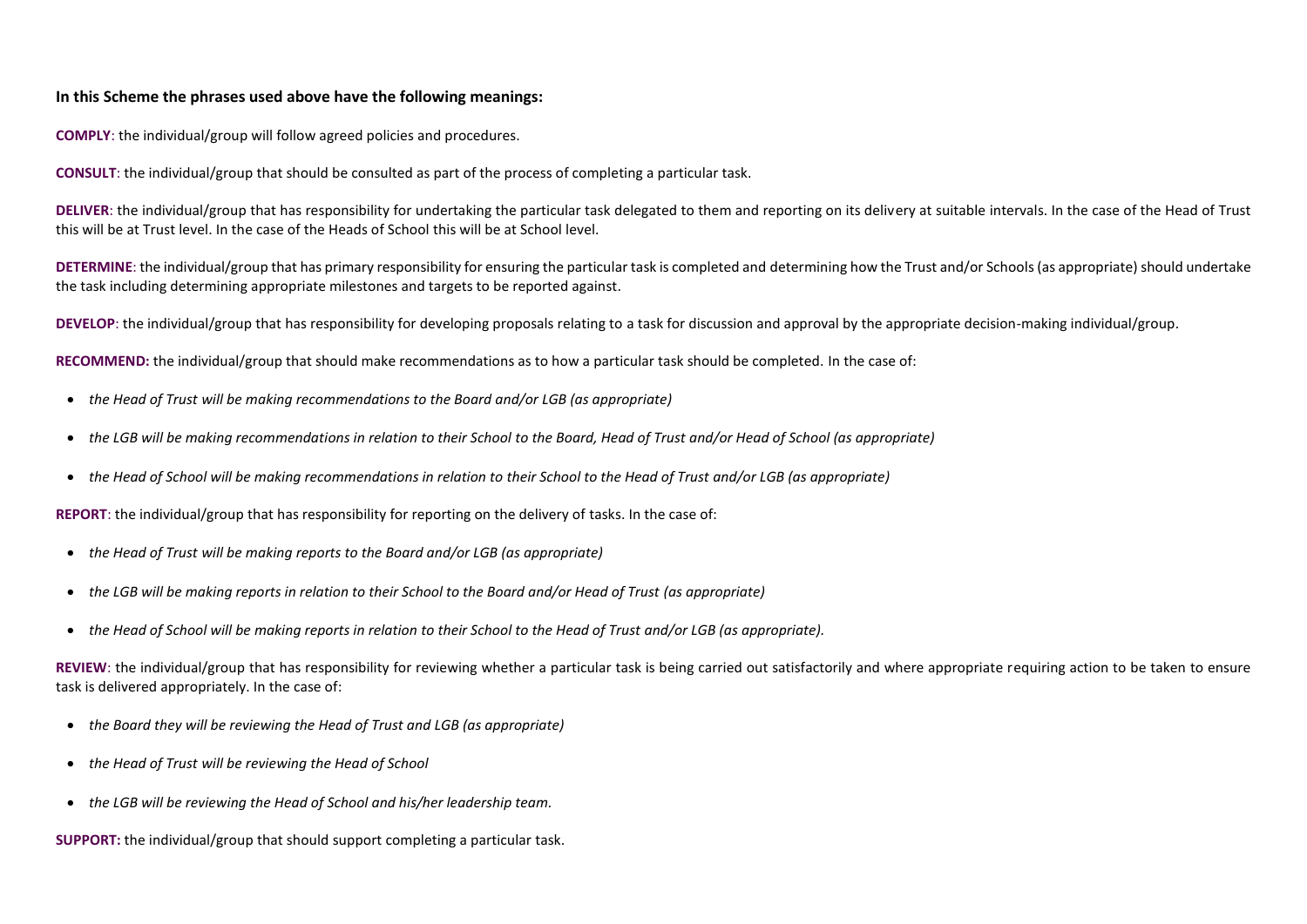**In this Scheme the phrases used above have the following meanings:**

**COMPLY**: the individual/group will follow agreed policies and procedures.

**CONSULT**: the individual/group that should be consulted as part of the process of completing a particular task.

**DELIVER**: the individual/group that has responsibility for undertaking the particular task delegated to them and reporting on its delivery at suitable intervals. In the case of the Head of Trust this will be at Trust level. In the case of the Heads of School this will be at School level.

**DETERMINE**: the individual/group that has primary responsibility for ensuring the particular task is completed and determining how the Trust and/or Schools (as appropriate) should undertake the task including determining appropriate milestones and targets to be reported against.

**DEVELOP**: the individual/group that has responsibility for developing proposals relating to a task for discussion and approval by the appropriate decision-making individual/group.

**RECOMMEND:** the individual/group that should make recommendations as to how a particular task should be completed. In the case of:

- *the Head of Trust will be making recommendations to the Board and/or LGB (as appropriate)*
- *the LGB will be making recommendations in relation to their School to the Board, Head of Trust and/or Head of School (as appropriate)*
- *the Head of School will be making recommendations in relation to their School to the Head of Trust and/or LGB (as appropriate)*

**REPORT**: the individual/group that has responsibility for reporting on the delivery of tasks. In the case of:

- *the Head of Trust will be making reports to the Board and/or LGB (as appropriate)*
- *the LGB will be making reports in relation to their School to the Board and/or Head of Trust (as appropriate)*
- *the Head of School will be making reports in relation to their School to the Head of Trust and/or LGB (as appropriate).*

**REVIEW**: the individual/group that has responsibility for reviewing whether a particular task is being carried out satisfactorily and where appropriate requiring action to be taken to ensure task is delivered appropriately. In the case of:

- *the Board they will be reviewing the Head of Trust and LGB (as appropriate)*
- *the Head of Trust will be reviewing the Head of School*
- *the LGB will be reviewing the Head of School and his/her leadership team.*

**SUPPORT:** the individual/group that should support completing a particular task.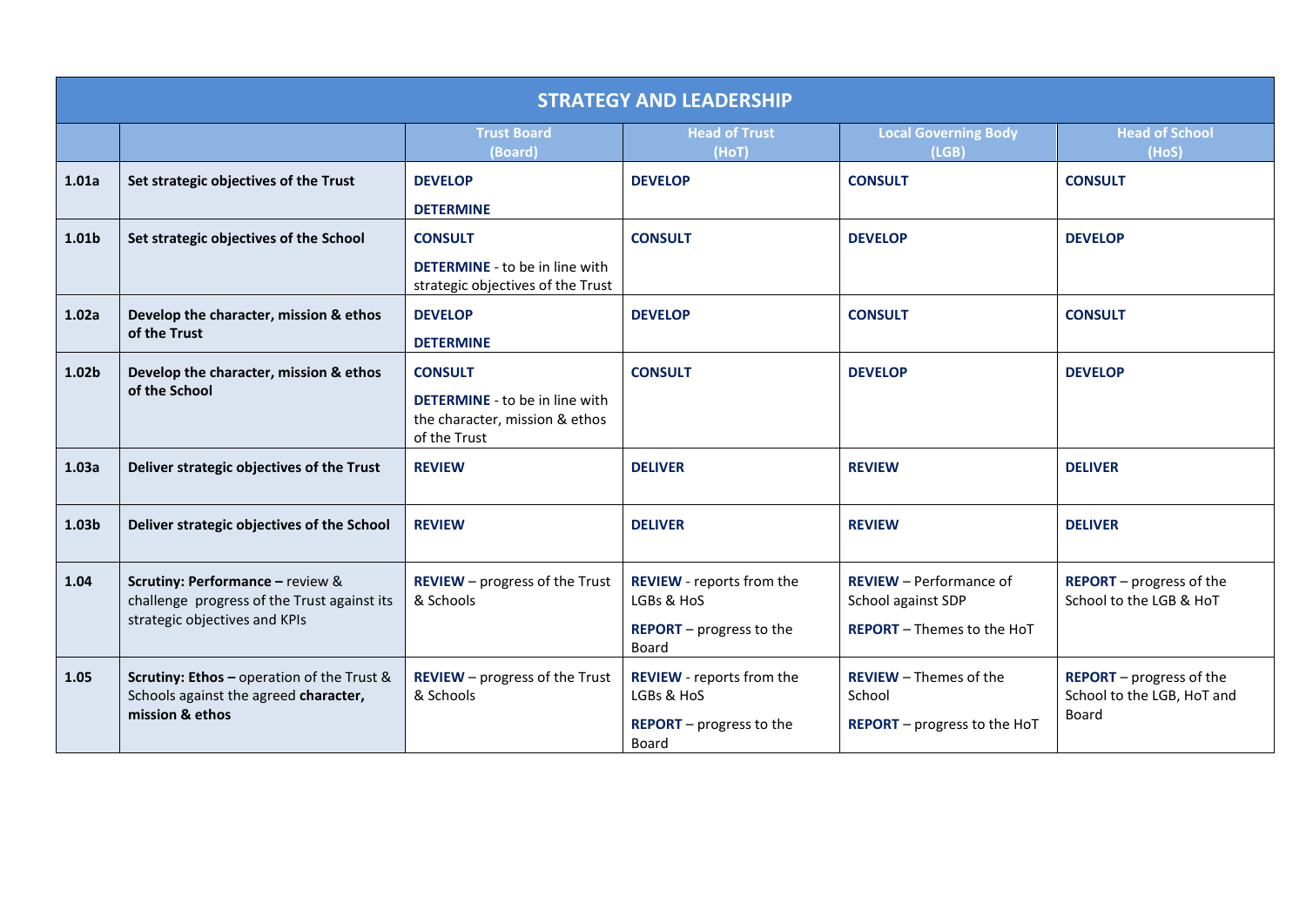| STRATEGY AND LEADERSHIP | | | | | |
|---|---|---|---|---|---|
| | | **Trust Board (Board)** | **Head of Trust (HoT)** | **Local Governing Body (LGB)** | **Head of School (HoS)** |
| **1.01a** | **Set strategic objectives of the Trust** | **DEVELOP** <br> **DETERMINE** | **DEVELOP** | **CONSULT** | **CONSULT** |
| **1.01b** | **Set strategic objectives of the School** | **CONSULT** <br> **DETERMINE** - to be in line with strategic objectives of the Trust | **CONSULT** | **DEVELOP** | **DEVELOP** |
| **1.02a** | **Develop the character, mission & ethos of the Trust** | **DEVELOP** <br> **DETERMINE** | **DEVELOP** | **CONSULT** | **CONSULT** |
| **1.02b** | **Develop the character, mission & ethos of the School** | **CONSULT** <br> **DETERMINE** - to be in line with the character, mission & ethos of the Trust | **CONSULT** | **DEVELOP** | **DEVELOP** |
| **1.03a** | **Deliver strategic objectives of the Trust** | **REVIEW** | **DELIVER** | **REVIEW** | **DELIVER** |
| **1.03b** | **Deliver strategic objectives of the School** | **REVIEW** | **DELIVER** | **REVIEW** | **DELIVER** |
| **1.04** | **Scrutiny: Performance –** review & challenge progress of the Trust against its strategic objectives and KPIs | **REVIEW** – progress of the Trust & Schools | **REVIEW** - reports from the LGBs & HoS <br> **REPORT** – progress to the Board | **REVIEW** – Performance of School against SDP <br> **REPORT** – Themes to the HoT | **REPORT** – progress of the School to the LGB & HoT |
| **1.05** | **Scrutiny: Ethos –** operation of the Trust & Schools against the agreed **character, mission & ethos** | **REVIEW** – progress of the Trust & Schools | **REVIEW** - reports from the LGBs & HoS <br> **REPORT** – progress to the Board | **REVIEW** – Themes of the School <br> **REPORT** – progress to the HoT | **REPORT** – progress of the School to the LGB, HoT and Board |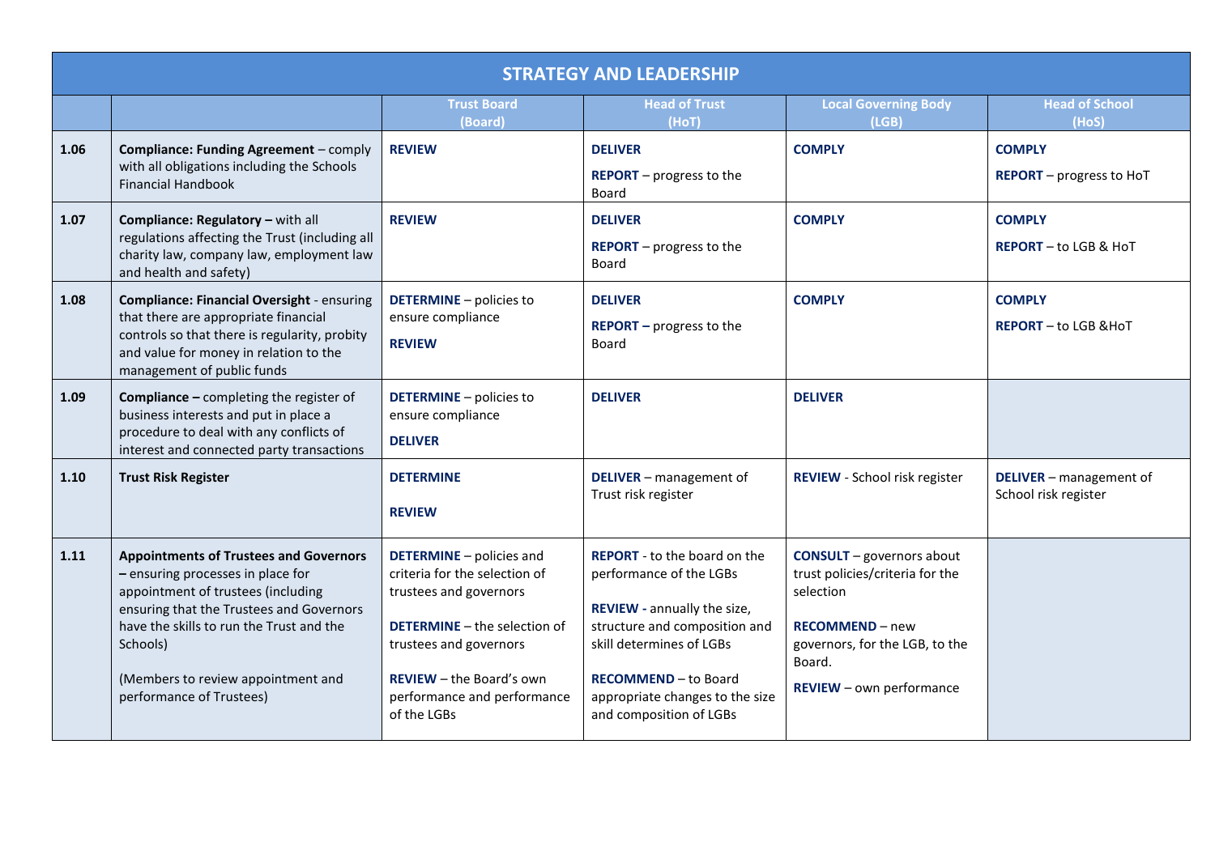| STRATEGY AND LEADERSHIP | | | | | |
|---|---|---|---|---|---|
| | | Trust Board (Board) | Head of Trust (HoT) | Local Governing Body (LGB) | Head of School (HoS) |
| 1.06 | **Compliance: Funding Agreement** – comply with all obligations including the Schools Financial Handbook | **REVIEW** | **DELIVER**<br><br>**REPORT** – progress to the Board | **COMPLY** | **COMPLY**<br><br>**REPORT** – progress to HoT |
| 1.07 | **Compliance: Regulatory –** with all regulations affecting the Trust (including all charity law, company law, employment law and health and safety) | **REVIEW** | **DELIVER**<br><br>**REPORT** – progress to the Board | **COMPLY** | **COMPLY**<br><br>**REPORT** – to LGB & HoT |
| 1.08 | **Compliance: Financial Oversight** - ensuring that there are appropriate financial controls so that there is regularity, probity and value for money in relation to the management of public funds | **DETERMINE** – policies to ensure compliance<br><br>**REVIEW** | **DELIVER**<br><br>**REPORT –** progress to the Board | **COMPLY** | **COMPLY**<br><br>**REPORT** – to LGB &HoT |
| 1.09 | **Compliance –** completing the register of business interests and put in place a procedure to deal with any conflicts of interest and connected party transactions | **DETERMINE** – policies to ensure compliance<br><br>**DELIVER** | **DELIVER** | **DELIVER** | |
| 1.10 | **Trust Risk Register** | **DETERMINE**<br><br>**REVIEW** | **DELIVER** – management of Trust risk register | **REVIEW** - School risk register | **DELIVER** – management of School risk register |
| 1.11 | **Appointments of Trustees and Governors –** ensuring processes in place for appointment of trustees (including ensuring that the Trustees and Governors have the skills to run the Trust and the Schools)<br><br>(Members to review appointment and performance of Trustees) | **DETERMINE** – policies and criteria for the selection of trustees and governors<br><br>**DETERMINE** – the selection of trustees and governors<br><br>**REVIEW** – the Board's own performance and performance of the LGBs | **REPORT** - to the board on the performance of the LGBs<br><br>**REVIEW -** annually the size, structure and composition and skill determines of LGBs<br><br>**RECOMMEND** – to Board appropriate changes to the size and composition of LGBs | **CONSULT** – governors about trust policies/criteria for the selection<br><br>**RECOMMEND** – new governors, for the LGB, to the Board.<br><br>**REVIEW** – own performance | |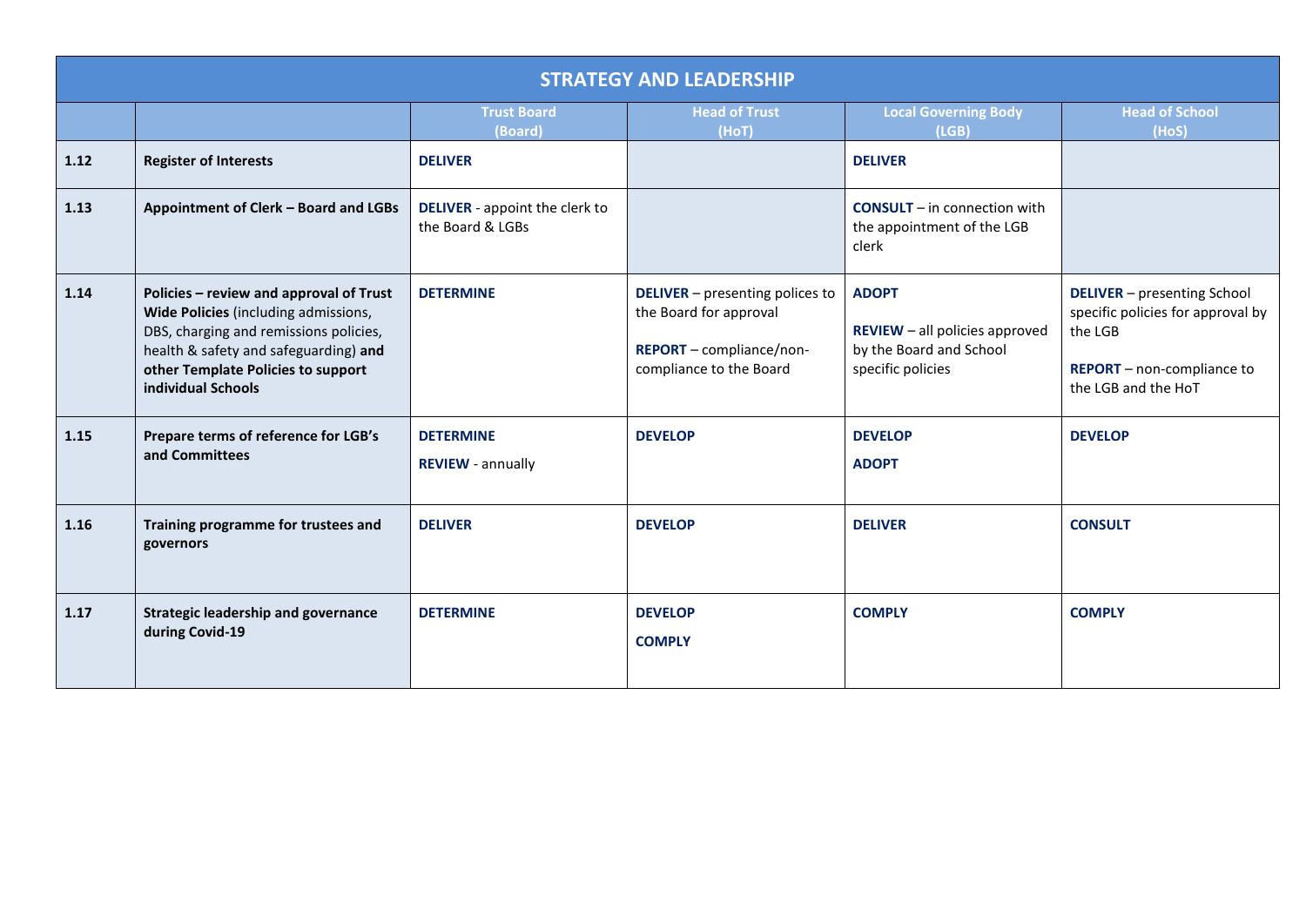| STRATEGY AND LEADERSHIP | | | | | |
|---|---|---|---|---|---|
| | | Trust Board (Board) | Head of Trust (HoT) | Local Governing Body (LGB) | Head of School (HoS) |
| 1.12 | **Register of Interests** | **DELIVER** | | **DELIVER** | |
| 1.13 | **Appointment of Clerk – Board and LGBs** | **DELIVER** - appoint the clerk to the Board & LGBs | | **CONSULT** – in connection with the appointment of the LGB clerk | |
| 1.14 | **Policies – review and approval of Trust Wide Policies** (including admissions, DBS, charging and remissions policies, health & safety and safeguarding) **and other Template Policies to support individual Schools** | **DETERMINE** | **DELIVER** – presenting polices to the Board for approval<br><br>**REPORT** – compliance/non-compliance to the Board | **ADOPT**<br><br>**REVIEW** – all policies approved by the Board and School specific policies | **DELIVER** – presenting School specific policies for approval by the LGB<br><br>**REPORT** – non-compliance to the LGB and the HoT |
| 1.15 | **Prepare terms of reference for LGB's and Committees** | **DETERMINE**<br><br>**REVIEW** - annually | **DEVELOP** | **DEVELOP**<br><br>**ADOPT** | **DEVELOP** |
| 1.16 | **Training programme for trustees and governors** | **DELIVER** | **DEVELOP** | **DELIVER** | **CONSULT** |
| 1.17 | **Strategic leadership and governance during Covid-19** | **DETERMINE** | **DEVELOP**<br><br>**COMPLY** | **COMPLY** | **COMPLY** |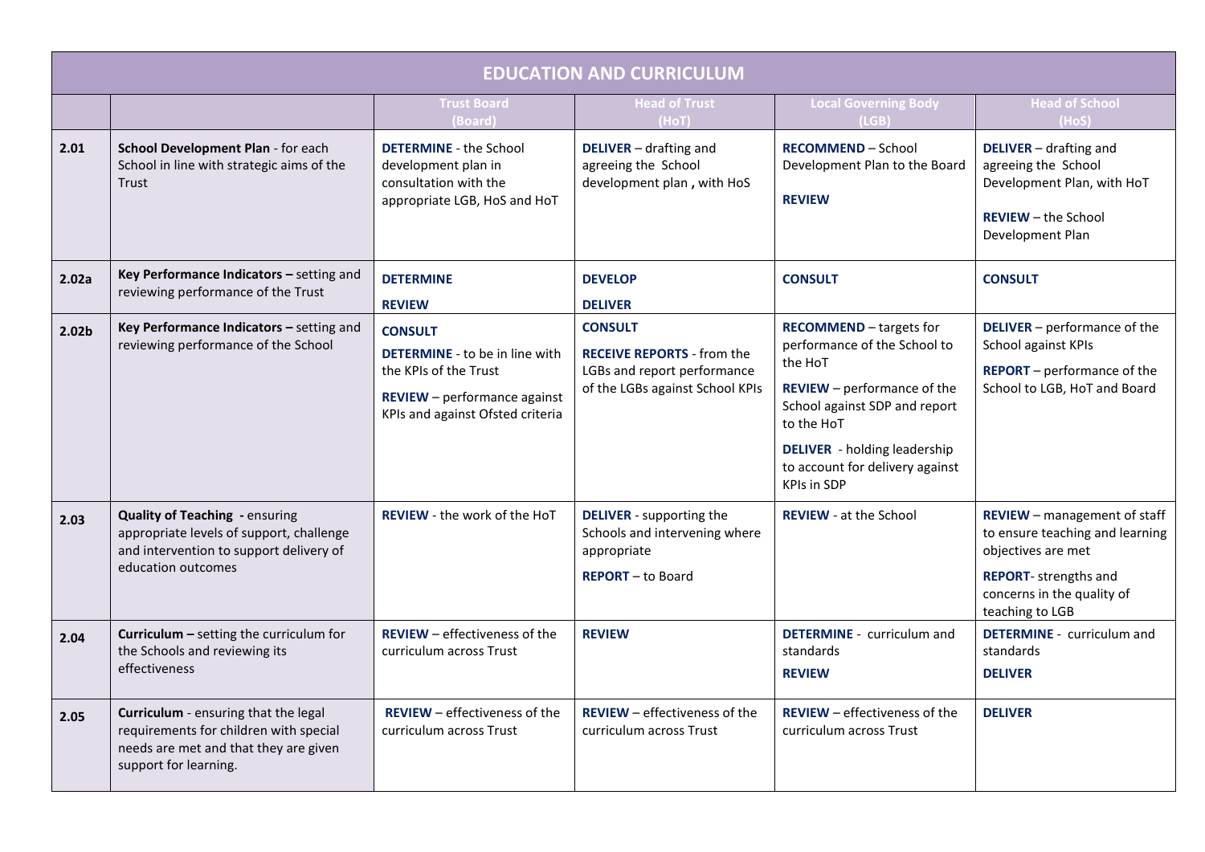| EDUCATION AND CURRICULUM | | | | | |
|---|---|---|---|---|---|
| | | Trust Board (Board) | Head of Trust (HoT) | Local Governing Body (LGB) | Head of School (HoS) |
| 2.01 | **School Development Plan** - for each School in line with strategic aims of the Trust | **DETERMINE** - the School development plan in consultation with the appropriate LGB, HoS and HoT | **DELIVER** – drafting and agreeing the School development plan **,** with HoS | **RECOMMEND** – School Development Plan to the Board<br><br>**REVIEW** | **DELIVER** – drafting and agreeing the School Development Plan, with HoT<br><br>**REVIEW** – the School Development Plan |
| 2.02a | **Key Performance Indicators –** setting and reviewing performance of the Trust | **DETERMINE**<br><br>**REVIEW** | **DEVELOP**<br><br>**DELIVER** | **CONSULT** | **CONSULT** |
| 2.02b | **Key Performance Indicators –** setting and reviewing performance of the School | **CONSULT**<br><br>**DETERMINE** - to be in line with the KPIs of the Trust<br><br>**REVIEW** – performance against KPIs and against Ofsted criteria | **CONSULT**<br><br>**RECEIVE REPORTS** - from the LGBs and report performance of the LGBs against School KPIs | **RECOMMEND** – targets for performance of the School to the HoT<br><br>**REVIEW** – performance of the School against SDP and report to the HoT<br><br>**DELIVER** - holding leadership to account for delivery against KPIs in SDP | **DELIVER** – performance of the School against KPIs<br><br>**REPORT** – performance of the School to LGB, HoT and Board |
| 2.03 | **Quality of Teaching -** ensuring appropriate levels of support, challenge and intervention to support delivery of education outcomes | **REVIEW** - the work of the HoT | **DELIVER** - supporting the Schools and intervening where appropriate<br><br>**REPORT** – to Board | **REVIEW** - at the School | **REVIEW** – management of staff to ensure teaching and learning objectives are met<br><br>**REPORT**- strengths and concerns in the quality of teaching to LGB |
| 2.04 | **Curriculum –** setting the curriculum for the Schools and reviewing its effectiveness | **REVIEW** – effectiveness of the curriculum across Trust | **REVIEW** | **DETERMINE** - curriculum and standards<br><br>**REVIEW** | **DETERMINE** - curriculum and standards<br><br>**DELIVER** |
| 2.05 | **Curriculum** - ensuring that the legal requirements for children with special needs are met and that they are given support for learning. | **REVIEW** – effectiveness of the curriculum across Trust | **REVIEW** – effectiveness of the curriculum across Trust | **REVIEW** – effectiveness of the curriculum across Trust | **DELIVER** |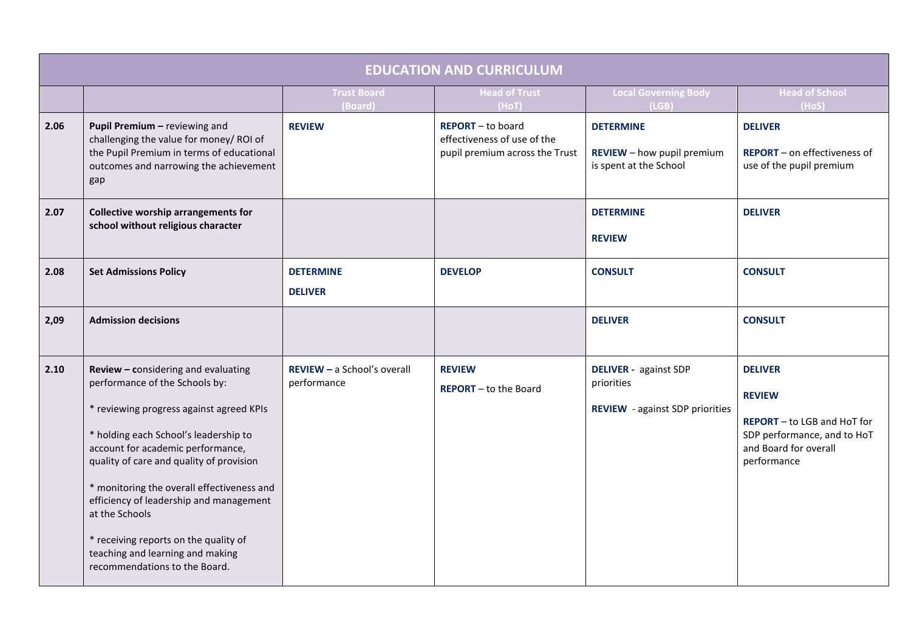| EDUCATION AND CURRICULUM | | | | | |
|---|---|---|---|---|---|
| | | Trust Board (Board) | Head of Trust (HoT) | Local Governing Body (LGB) | Head of School (HoS) |
| 2.06 | **Pupil Premium –** reviewing and challenging the value for money/ ROI of the Pupil Premium in terms of educational outcomes and narrowing the achievement gap | **REVIEW** | **REPORT** – to board effectiveness of use of the pupil premium across the Trust | **DETERMINE**<br><br>**REVIEW** – how pupil premium is spent at the School | **DELIVER**<br><br>**REPORT** – on effectiveness of use of the pupil premium |
| 2.07 | **Collective worship arrangements for school without religious character** | | | **DETERMINE**<br><br>**REVIEW** | **DELIVER** |
| 2.08 | **Set Admissions Policy** | **DETERMINE**<br><br>**DELIVER** | **DEVELOP** | **CONSULT** | **CONSULT** |
| 2,09 | **Admission decisions** | | | **DELIVER** | **CONSULT** |
| 2.10 | **Review – c**onsidering and evaluating performance of the Schools by:<br><br>* reviewing progress against agreed KPIs<br><br>* holding each School's leadership to account for academic performance, quality of care and quality of provision<br><br>* monitoring the overall effectiveness and efficiency of leadership and management at the Schools<br><br>* receiving reports on the quality of teaching and learning and making recommendations to the Board. | **REVIEW –** a School's overall performance | **REVIEW**<br><br>**REPORT** – to the Board | **DELIVER -** against SDP priorities<br><br>**REVIEW** - against SDP priorities | **DELIVER**<br><br>**REVIEW**<br><br>**REPORT** – to LGB and HoT for SDP performance, and to HoT and Board for overall performance |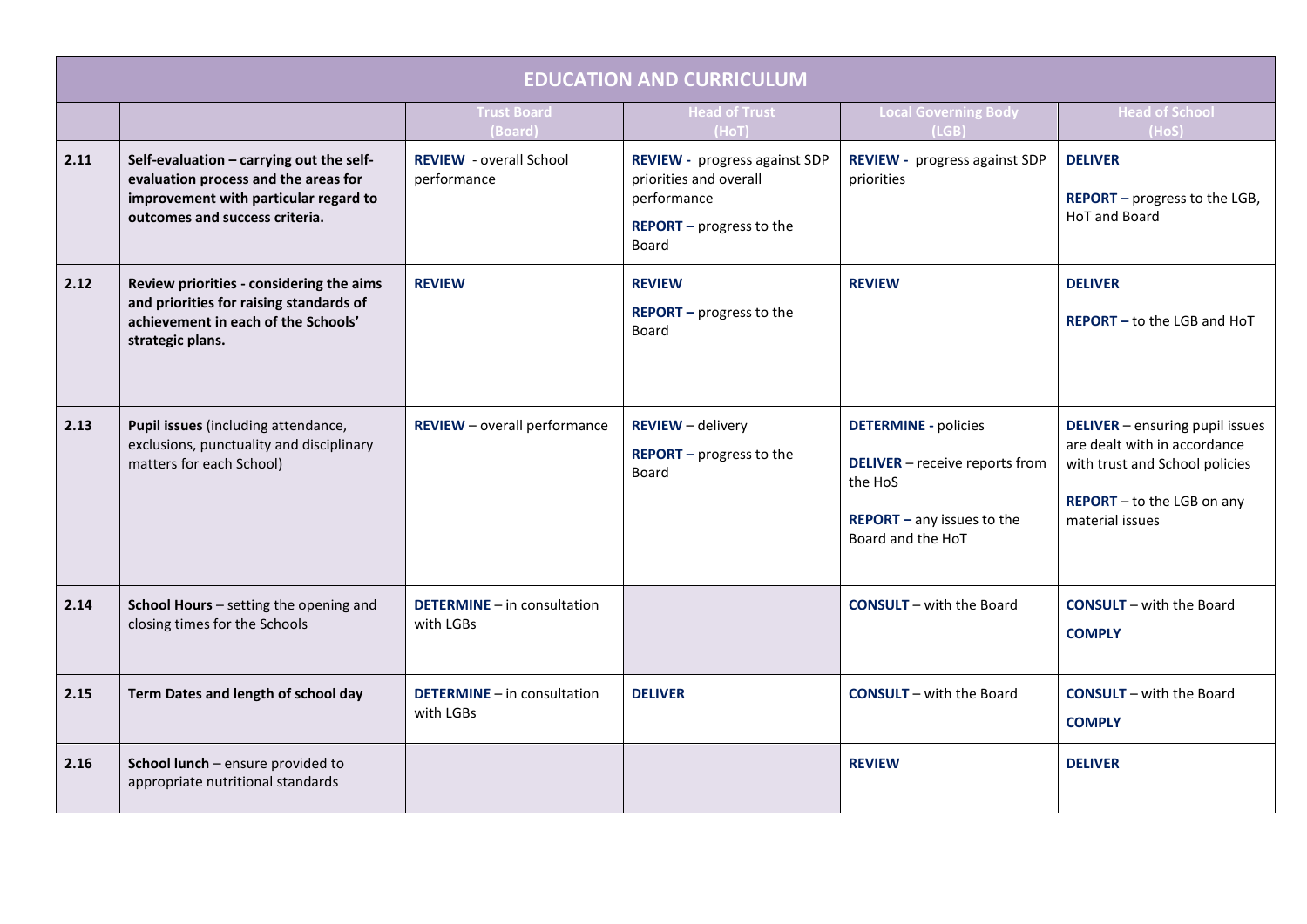| EDUCATION AND CURRICULUM | | | | | |
|---|---|---|---|---|---|
| | | Trust Board (Board) | Head of Trust (HoT) | Local Governing Body (LGB) | Head of School (HoS) |
| **2.11** | **Self-evaluation – carrying out the self-evaluation process and the areas for improvement with particular regard to outcomes and success criteria.** | **REVIEW** - overall School performance | **REVIEW -** progress against SDP priorities and overall performance<br><br>**REPORT –** progress to the Board | **REVIEW -** progress against SDP priorities | **DELIVER**<br><br>**REPORT –** progress to the LGB, HoT and Board |
| **2.12** | **Review priorities - considering the aims and priorities for raising standards of achievement in each of the Schools' strategic plans.** | **REVIEW** | **REVIEW**<br><br>**REPORT –** progress to the Board | **REVIEW** | **DELIVER**<br><br>**REPORT –** to the LGB and HoT |
| **2.13** | **Pupil issues** (including attendance, exclusions, punctuality and disciplinary matters for each School) | **REVIEW** – overall performance | **REVIEW** – delivery<br><br>**REPORT –** progress to the Board | **DETERMINE -** policies<br><br>**DELIVER** – receive reports from the HoS<br><br>**REPORT –** any issues to the Board and the HoT | **DELIVER** – ensuring pupil issues are dealt with in accordance with trust and School policies<br><br>**REPORT** – to the LGB on any material issues |
| **2.14** | **School Hours** – setting the opening and closing times for the Schools | **DETERMINE** – in consultation with LGBs | | **CONSULT** – with the Board | **CONSULT** – with the Board<br><br>**COMPLY** |
| **2.15** | **Term Dates and length of school day** | **DETERMINE** – in consultation with LGBs | **DELIVER** | **CONSULT** – with the Board | **CONSULT** – with the Board<br><br>**COMPLY** |
| **2.16** | **School lunch** – ensure provided to appropriate nutritional standards | | | **REVIEW** | **DELIVER** |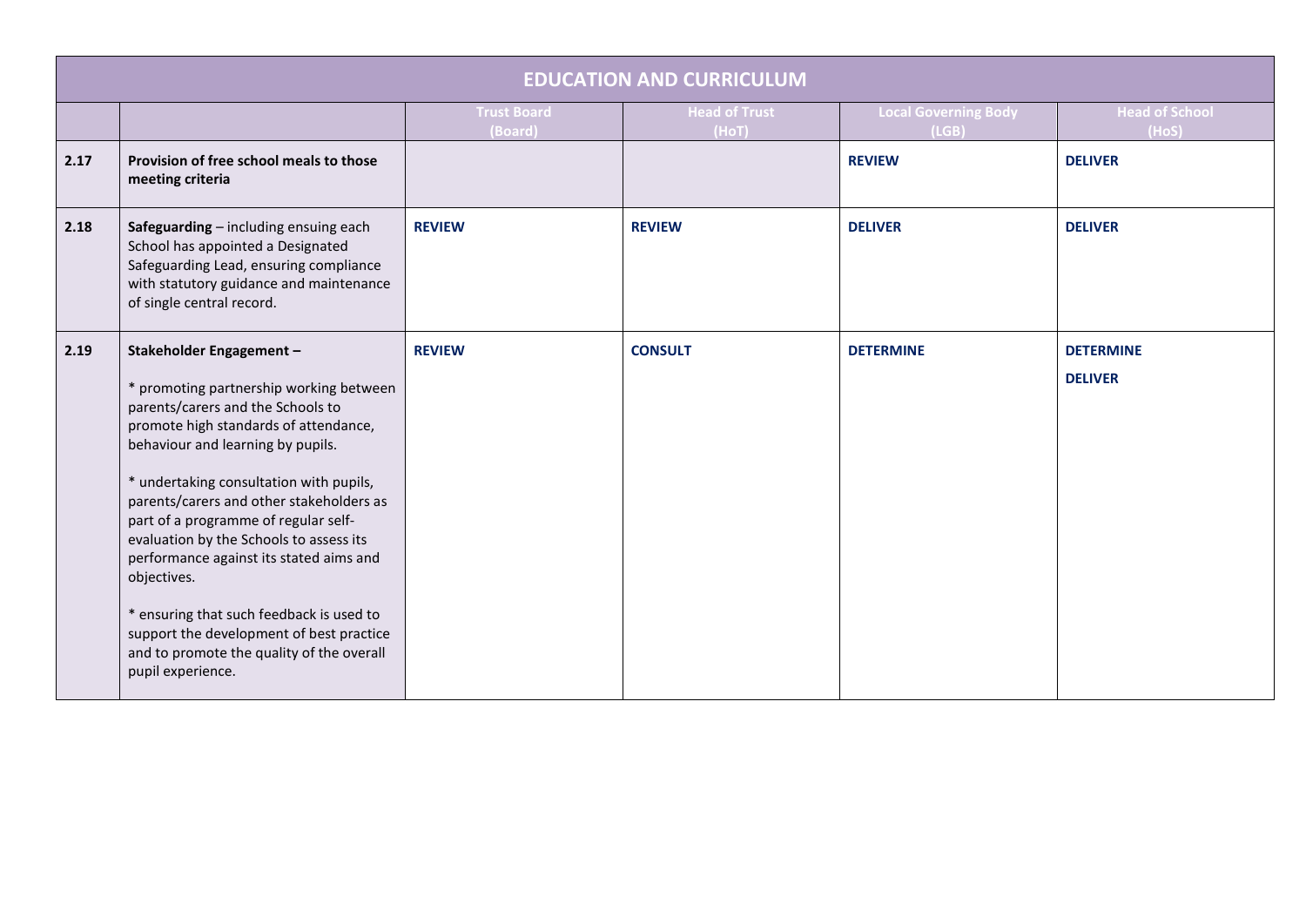| EDUCATION AND CURRICULUM | | | | | |
|---|---|---|---|---|---|
| | | Trust Board (Board) | Head of Trust (HoT) | Local Governing Body (LGB) | Head of School (HoS) |
| **2.17** | **Provision of free school meals to those meeting criteria** | | | **REVIEW** | **DELIVER** |
| **2.18** | **Safeguarding** – including ensuing each School has appointed a Designated Safeguarding Lead, ensuring compliance with statutory guidance and maintenance of single central record. | **REVIEW** | **REVIEW** | **DELIVER** | **DELIVER** |
| **2.19** | **Stakeholder Engagement –**<br><br>* promoting partnership working between parents/carers and the Schools to promote high standards of attendance, behaviour and learning by pupils.<br><br>* undertaking consultation with pupils, parents/carers and other stakeholders as part of a programme of regular self-evaluation by the Schools to assess its performance against its stated aims and objectives.<br><br>* ensuring that such feedback is used to support the development of best practice and to promote the quality of the overall pupil experience. | **REVIEW** | **CONSULT** | **DETERMINE** | **DETERMINE**<br><br>**DELIVER** |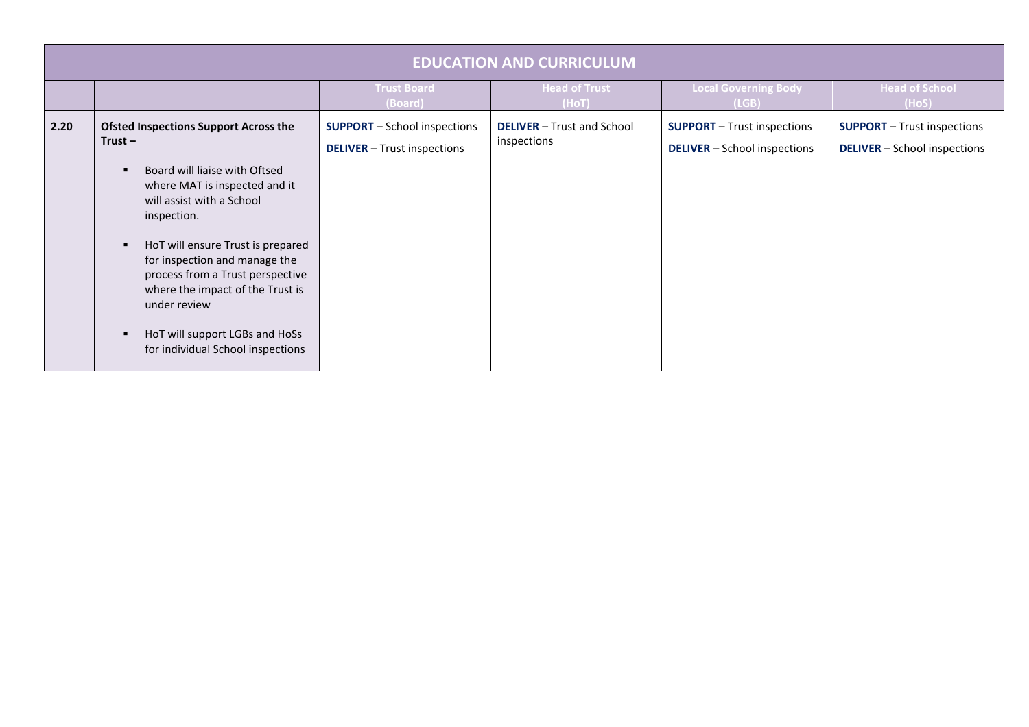| EDUCATION AND CURRICULUM | | | | | |
|---|---|---|---|---|---|
| | | Trust Board (Board) | Head of Trust (HoT) | Local Governing Body (LGB) | Head of School (HoS) |
| **2.20** | **Ofsted Inspections Support Across the Trust –** <br>▪ Board will liaise with Oftsed where MAT is inspected and it will assist with a School inspection.<br>▪ HoT will ensure Trust is prepared for inspection and manage the process from a Trust perspective where the impact of the Trust is under review<br>▪ HoT will support LGBs and HoSs for individual School inspections | **SUPPORT** – School inspections<br>**DELIVER** – Trust inspections | **DELIVER** – Trust and School inspections | **SUPPORT** – Trust inspections<br>**DELIVER** – School inspections | **SUPPORT** – Trust inspections<br>**DELIVER** – School inspections |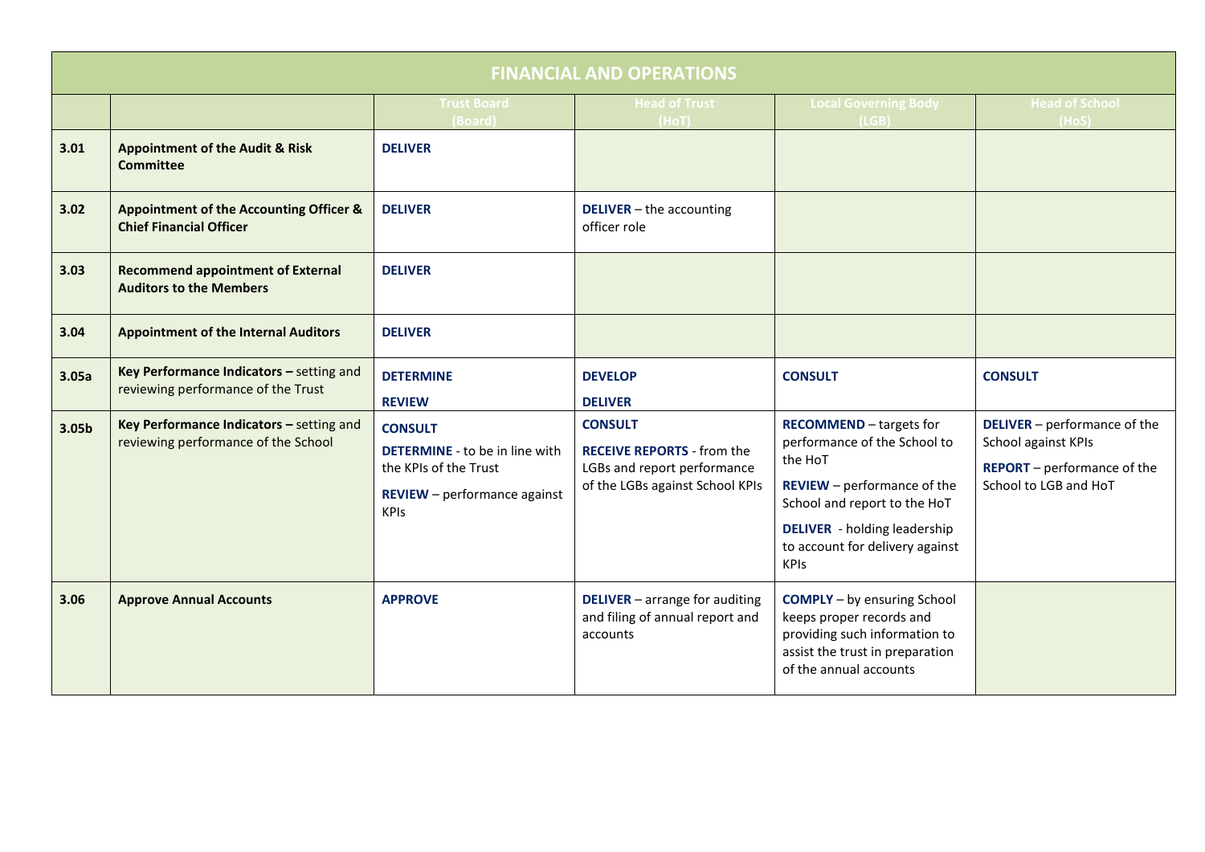| FINANCIAL AND OPERATIONS | | | | | |
|---|---|---|---|---|---|
| | | Trust Board (Board) | Head of Trust (HoT) | Local Governing Body (LGB) | Head of School (HoS) |
| **3.01** | **Appointment of the Audit & Risk Committee** | **DELIVER** | | | |
| **3.02** | **Appointment of the Accounting Officer & Chief Financial Officer** | **DELIVER** | **DELIVER** – the accounting officer role | | |
| **3.03** | **Recommend appointment of External Auditors to the Members** | **DELIVER** | | | |
| **3.04** | **Appointment of the Internal Auditors** | **DELIVER** | | | |
| **3.05a** | **Key Performance Indicators –** setting and reviewing performance of the Trust | **DETERMINE**<br>**REVIEW** | **DEVELOP**<br>**DELIVER** | **CONSULT** | **CONSULT** |
| **3.05b** | **Key Performance Indicators –** setting and reviewing performance of the School | **CONSULT**<br>**DETERMINE** - to be in line with the KPIs of the Trust<br>**REVIEW** – performance against KPIs | **CONSULT**<br>**RECEIVE REPORTS** - from the LGBs and report performance of the LGBs against School KPIs | **RECOMMEND** – targets for performance of the School to the HoT<br>**REVIEW** – performance of the School and report to the HoT<br>**DELIVER** - holding leadership to account for delivery against KPIs | **DELIVER** – performance of the School against KPIs<br>**REPORT** – performance of the School to LGB and HoT |
| **3.06** | **Approve Annual Accounts** | **APPROVE** | **DELIVER** – arrange for auditing and filing of annual report and accounts | **COMPLY** – by ensuring School keeps proper records and providing such information to assist the trust in preparation of the annual accounts | |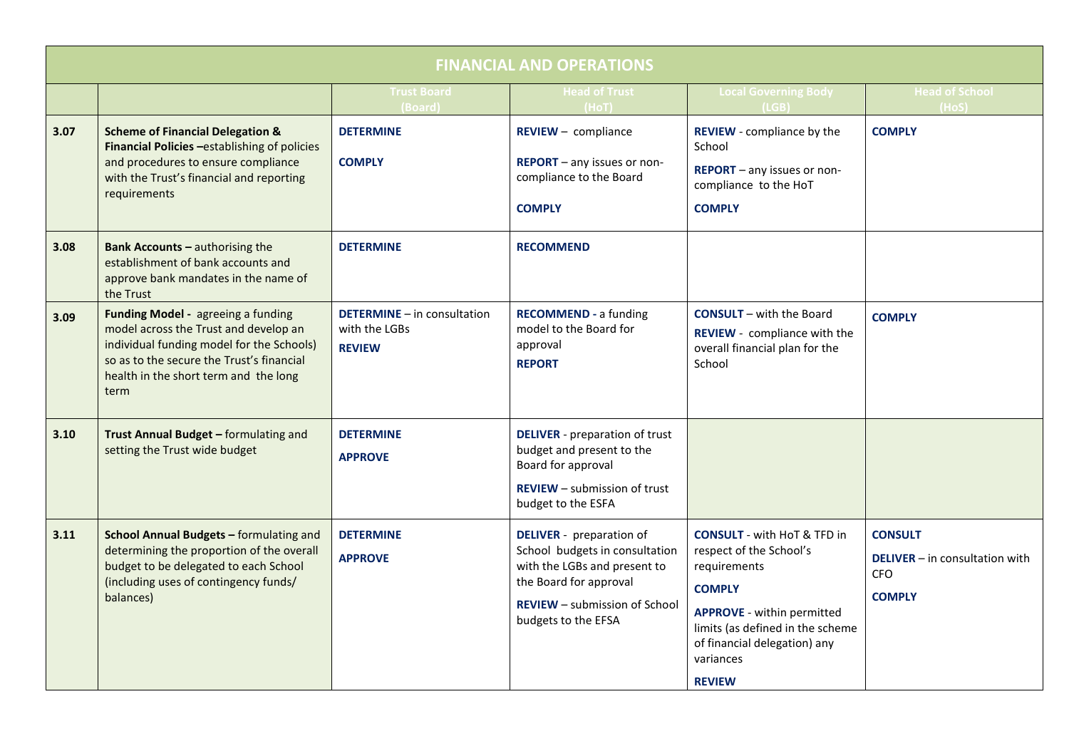| FINANCIAL AND OPERATIONS | | | | | |
|---|---|---|---|---|---|
| | | Trust Board (Board) | Head of Trust (HoT) | Local Governing Body (LGB) | Head of School (HoS) |
| **3.07** | **Scheme of Financial Delegation & Financial Policies –**establishing of policies and procedures to ensure compliance with the Trust's financial and reporting requirements | **DETERMINE**<br><br>**COMPLY** | **REVIEW** – compliance<br><br>**REPORT** – any issues or non-compliance to the Board<br><br>**COMPLY** | **REVIEW** - compliance by the School<br><br>**REPORT** – any issues or non-compliance to the HoT<br><br>**COMPLY** | **COMPLY** |
| **3.08** | **Bank Accounts –** authorising the establishment of bank accounts and approve bank mandates in the name of the Trust | **DETERMINE** | **RECOMMEND** | | |
| **3.09** | **Funding Model -** agreeing a funding model across the Trust and develop an individual funding model for the Schools) so as to the secure the Trust's financial health in the short term and the long term | **DETERMINE** – in consultation with the LGBs<br><br>**REVIEW** | **RECOMMEND -** a funding model to the Board for approval<br><br>**REPORT** | **CONSULT** – with the Board<br><br>**REVIEW** - compliance with the overall financial plan for the School | **COMPLY** |
| **3.10** | **Trust Annual Budget –** formulating and setting the Trust wide budget | **DETERMINE**<br><br>**APPROVE** | **DELIVER** - preparation of trust budget and present to the Board for approval<br><br>**REVIEW** – submission of trust budget to the ESFA | | |
| **3.11** | **School Annual Budgets –** formulating and determining the proportion of the overall budget to be delegated to each School (including uses of contingency funds/ balances) | **DETERMINE**<br><br>**APPROVE** | **DELIVER** - preparation of School budgets in consultation with the LGBs and present to the Board for approval<br><br>**REVIEW** – submission of School budgets to the EFSA | **CONSULT** - with HoT & TFD in respect of the School's requirements<br><br>**COMPLY**<br><br>**APPROVE** - within permitted limits (as defined in the scheme of financial delegation) any variances<br><br>**REVIEW** | **CONSULT**<br><br>**DELIVER** – in consultation with CFO<br><br>**COMPLY** |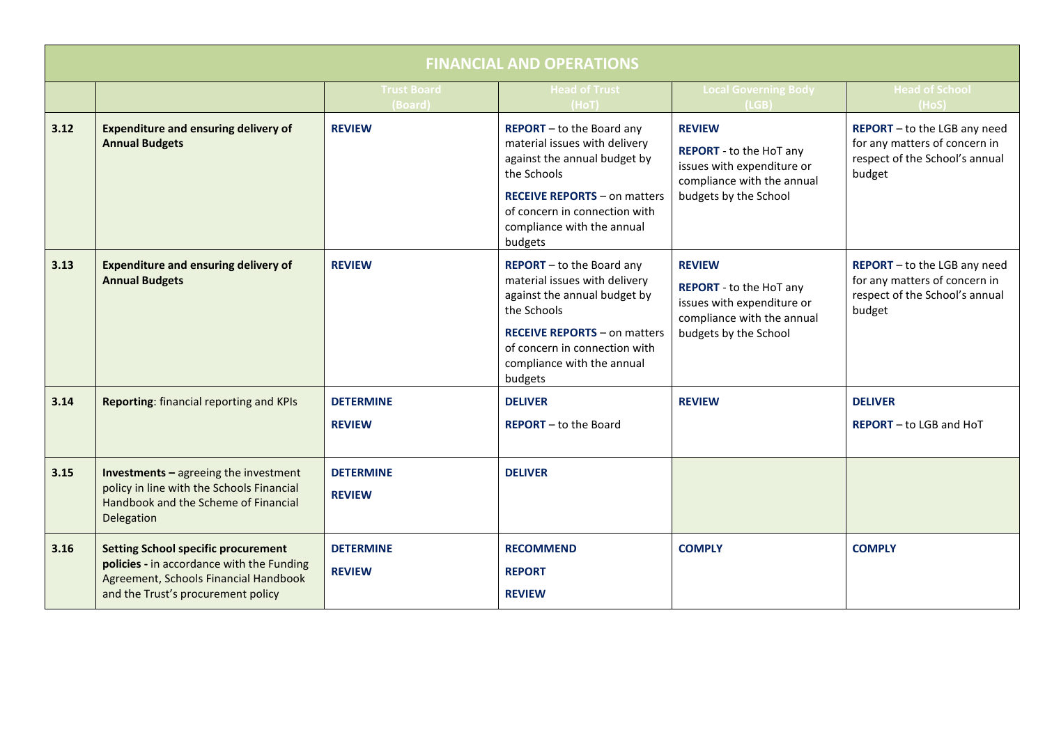| FINANCIAL AND OPERATIONS | | | | | |
|---|---|---|---|---|---|
| | | Trust Board (Board) | Head of Trust (HoT) | Local Governing Body (LGB) | Head of School (HoS) |
| 3.12 | **Expenditure and ensuring delivery of Annual Budgets** | **REVIEW** | **REPORT** – to the Board any material issues with delivery against the annual budget by the Schools<br>**RECEIVE REPORTS** – on matters of concern in connection with compliance with the annual budgets | **REVIEW**<br>**REPORT** - to the HoT any issues with expenditure or compliance with the annual budgets by the School | **REPORT** – to the LGB any need for any matters of concern in respect of the School's annual budget |
| 3.13 | **Expenditure and ensuring delivery of Annual Budgets** | **REVIEW** | **REPORT** – to the Board any material issues with delivery against the annual budget by the Schools<br>**RECEIVE REPORTS** – on matters of concern in connection with compliance with the annual budgets | **REVIEW**<br>**REPORT** - to the HoT any issues with expenditure or compliance with the annual budgets by the School | **REPORT** – to the LGB any need for any matters of concern in respect of the School's annual budget |
| 3.14 | **Reporting**: financial reporting and KPIs | **DETERMINE**<br>**REVIEW** | **DELIVER**<br>**REPORT** – to the Board | **REVIEW** | **DELIVER**<br>**REPORT** – to LGB and HoT |
| 3.15 | **Investments –** agreeing the investment policy in line with the Schools Financial Handbook and the Scheme of Financial Delegation | **DETERMINE**<br>**REVIEW** | **DELIVER** | | |
| 3.16 | **Setting School specific procurement policies -** in accordance with the Funding Agreement, Schools Financial Handbook and the Trust's procurement policy | **DETERMINE**<br>**REVIEW** | **RECOMMEND**<br>**REPORT**<br>**REVIEW** | **COMPLY** | **COMPLY** |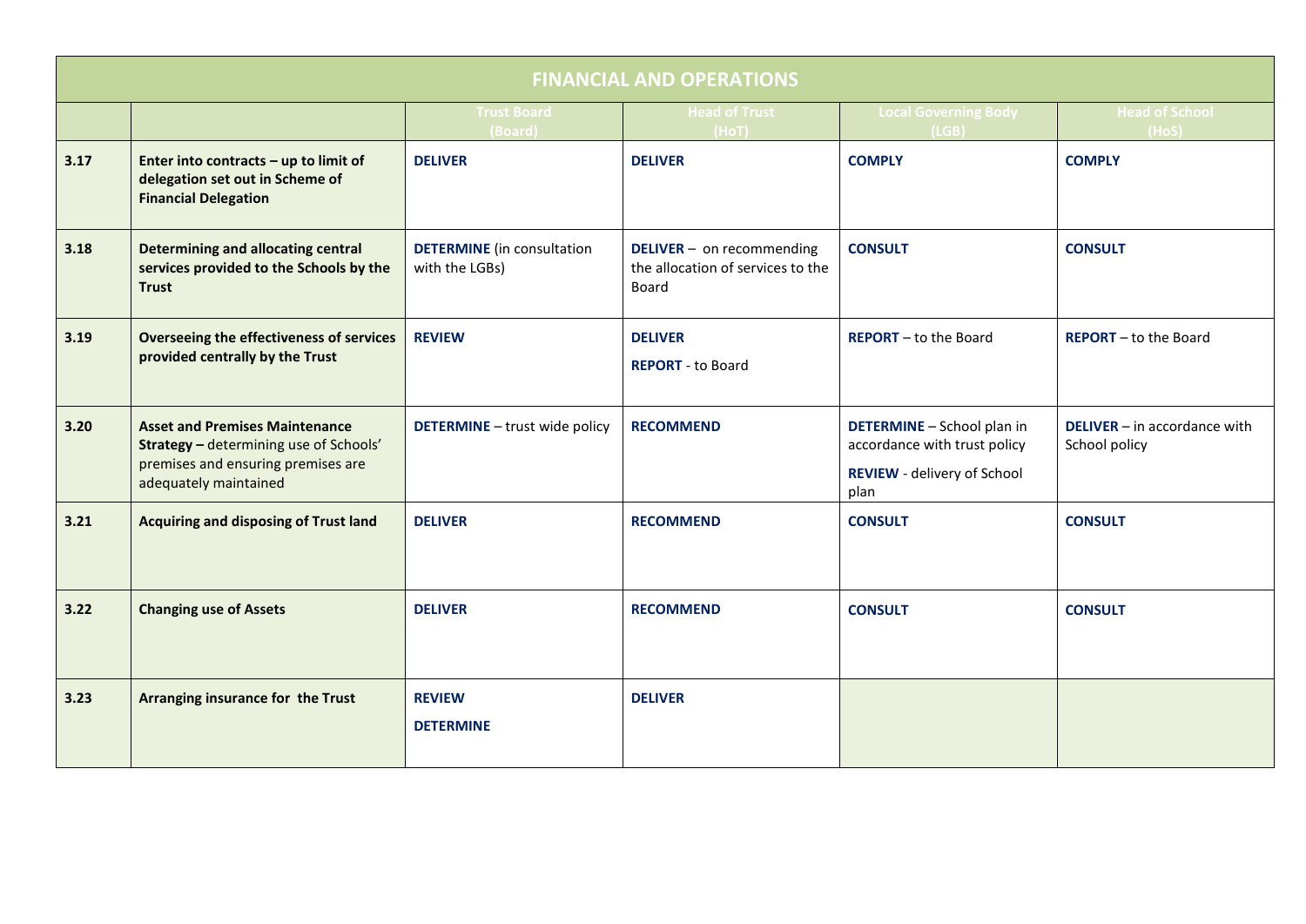| FINANCIAL AND OPERATIONS | | | | | |
|---|---|---|---|---|---|
| | | Trust Board (Board) | Head of Trust (HoT) | Local Governing Body (LGB) | Head of School (HoS) |
| 3.17 | **Enter into contracts – up to limit of delegation set out in Scheme of Financial Delegation** | **DELIVER** | **DELIVER** | **COMPLY** | **COMPLY** |
| 3.18 | **Determining and allocating central services provided to the Schools by the Trust** | **DETERMINE** (in consultation with the LGBs) | **DELIVER** – on recommending the allocation of services to the Board | **CONSULT** | **CONSULT** |
| 3.19 | **Overseeing the effectiveness of services provided centrally by the Trust** | **REVIEW** | **DELIVER**<br>**REPORT** - to Board | **REPORT** – to the Board | **REPORT** – to the Board |
| 3.20 | **Asset and Premises Maintenance Strategy –** determining use of Schools' premises and ensuring premises are adequately maintained | **DETERMINE** – trust wide policy | **RECOMMEND** | **DETERMINE** – School plan in accordance with trust policy<br>**REVIEW** - delivery of School plan | **DELIVER** – in accordance with School policy |
| 3.21 | **Acquiring and disposing of Trust land** | **DELIVER** | **RECOMMEND** | **CONSULT** | **CONSULT** |
| 3.22 | **Changing use of Assets** | **DELIVER** | **RECOMMEND** | **CONSULT** | **CONSULT** |
| 3.23 | **Arranging insurance for the Trust** | **REVIEW**<br>**DETERMINE** | **DELIVER** | | |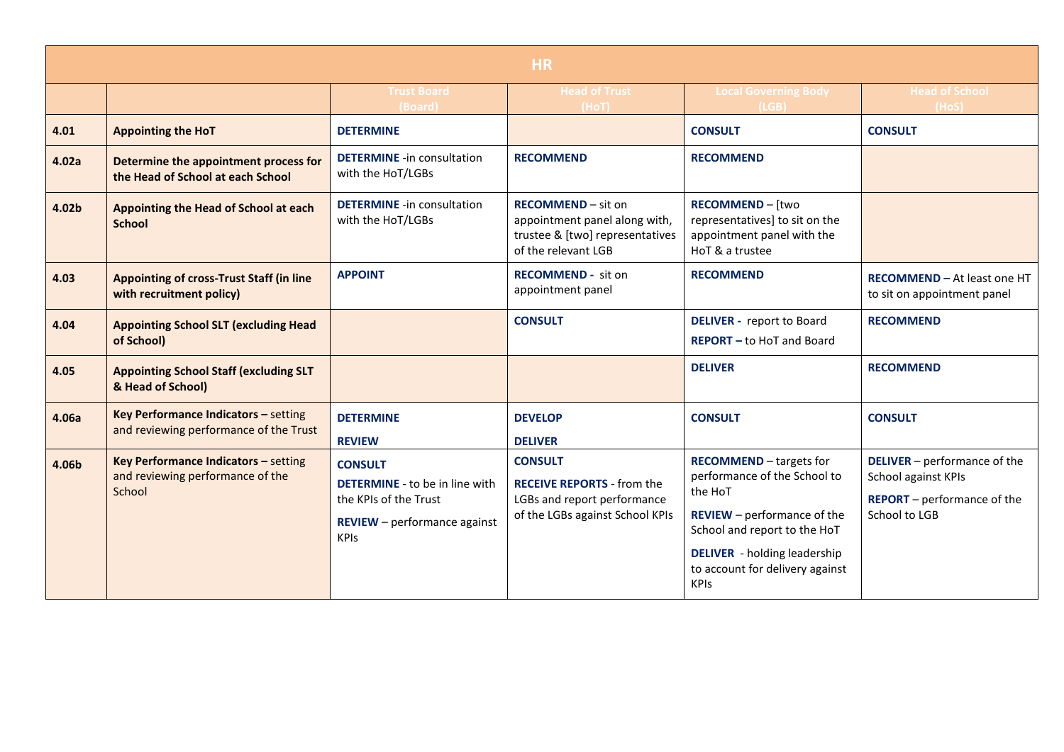| HR | | | | | |
|---|---|---|---|---|---|
| | | Trust Board (Board) | Head of Trust (HoT) | Local Governing Body (LGB) | Head of School (HoS) |
| **4.01** | **Appointing the HoT** | **DETERMINE** | | **CONSULT** | **CONSULT** |
| **4.02a** | **Determine the appointment process for the Head of School at each School** | **DETERMINE** -in consultation with the HoT/LGBs | **RECOMMEND** | **RECOMMEND** | |
| **4.02b** | **Appointing the Head of School at each School** | **DETERMINE** -in consultation with the HoT/LGBs | **RECOMMEND** – sit on appointment panel along with, trustee & [two] representatives of the relevant LGB | **RECOMMEND** – [two representatives] to sit on the appointment panel with the HoT & a trustee | |
| **4.03** | **Appointing of cross-Trust Staff (in line with recruitment policy)** | **APPOINT** | **RECOMMEND -** sit on appointment panel | **RECOMMEND** | **RECOMMEND –** At least one HT to sit on appointment panel |
| **4.04** | **Appointing School SLT (excluding Head of School)** | | **CONSULT** | **DELIVER -** report to Board<br>**REPORT –** to HoT and Board | **RECOMMEND** |
| **4.05** | **Appointing School Staff (excluding SLT & Head of School)** | | | **DELIVER** | **RECOMMEND** |
| **4.06a** | **Key Performance Indicators –** setting and reviewing performance of the Trust | **DETERMINE**<br>**REVIEW** | **DEVELOP**<br>**DELIVER** | **CONSULT** | **CONSULT** |
| **4.06b** | **Key Performance Indicators –** setting and reviewing performance of the School | **CONSULT**<br>**DETERMINE** - to be in line with the KPIs of the Trust<br>**REVIEW** – performance against KPIs | **CONSULT**<br>**RECEIVE REPORTS** - from the LGBs and report performance of the LGBs against School KPIs | **RECOMMEND** – targets for performance of the School to the HoT<br>**REVIEW** – performance of the School and report to the HoT<br>**DELIVER** - holding leadership to account for delivery against KPIs | **DELIVER** – performance of the School against KPIs<br>**REPORT** – performance of the School to LGB |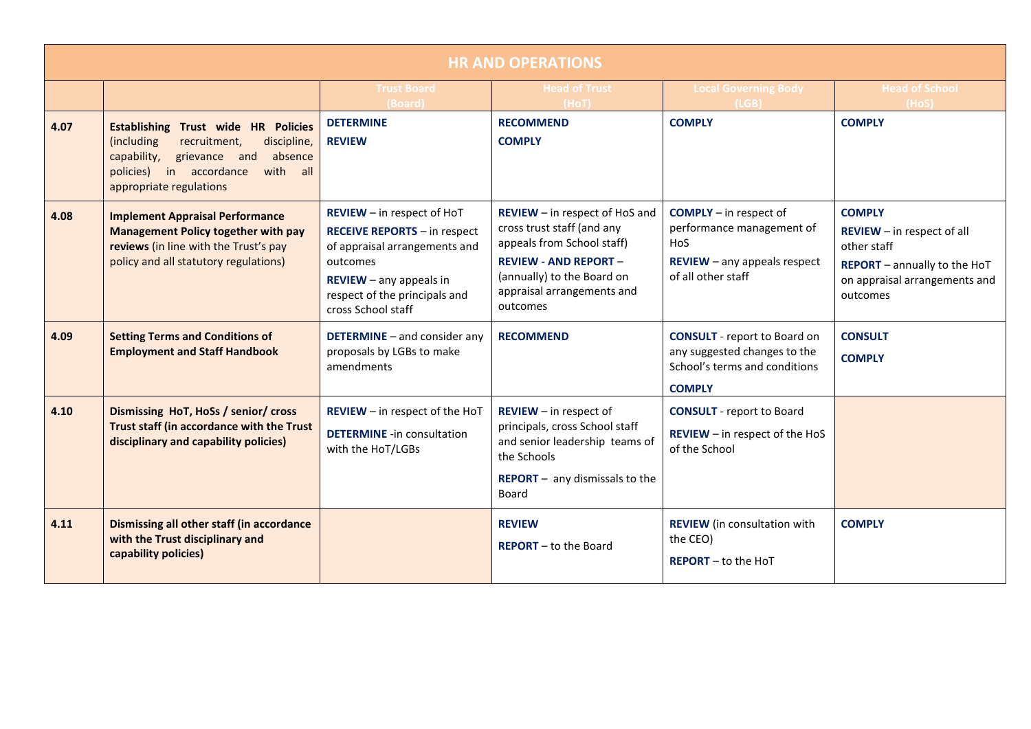| HR AND OPERATIONS | | | | | |
|---|---|---|---|---|---|
| | | Trust Board (Board) | Head of Trust (HoT) | Local Governing Body (LGB) | Head of School (HoS) |
| 4.07 | **Establishing Trust wide HR Policies** (including recruitment, discipline, capability, grievance and absence policies) in accordance with all appropriate regulations | **DETERMINE**<br>**REVIEW** | **RECOMMEND**<br>**COMPLY** | **COMPLY** | **COMPLY** |
| 4.08 | **Implement Appraisal Performance Management Policy together with pay reviews** (in line with the Trust's pay policy and all statutory regulations) | **REVIEW** – in respect of HoT<br>**RECEIVE REPORTS** – in respect of appraisal arrangements and outcomes<br>**REVIEW** – any appeals in respect of the principals and cross School staff | **REVIEW** – in respect of HoS and cross trust staff (and any appeals from School staff)<br>**REVIEW - AND REPORT** – (annually) to the Board on appraisal arrangements and outcomes | **COMPLY** – in respect of performance management of HoS<br>**REVIEW** – any appeals respect of all other staff | **COMPLY**<br>**REVIEW** – in respect of all other staff<br>**REPORT** – annually to the HoT on appraisal arrangements and outcomes |
| 4.09 | **Setting Terms and Conditions of Employment and Staff Handbook** | **DETERMINE** – and consider any proposals by LGBs to make amendments | **RECOMMEND** | **CONSULT** - report to Board on any suggested changes to the School's terms and conditions<br>**COMPLY** | **CONSULT**<br>**COMPLY** |
| 4.10 | **Dismissing HoT, HoSs / senior/ cross Trust staff (in accordance with the Trust disciplinary and capability policies)** | **REVIEW** – in respect of the HoT<br>**DETERMINE** -in consultation with the HoT/LGBs | **REVIEW** – in respect of principals, cross School staff and senior leadership teams of the Schools<br>**REPORT** – any dismissals to the Board | **CONSULT** - report to Board<br>**REVIEW** – in respect of the HoS of the School | |
| 4.11 | **Dismissing all other staff (in accordance with the Trust disciplinary and capability policies)** | | **REVIEW**<br>**REPORT** – to the Board | **REVIEW** (in consultation with the CEO)<br>**REPORT** – to the HoT | **COMPLY** |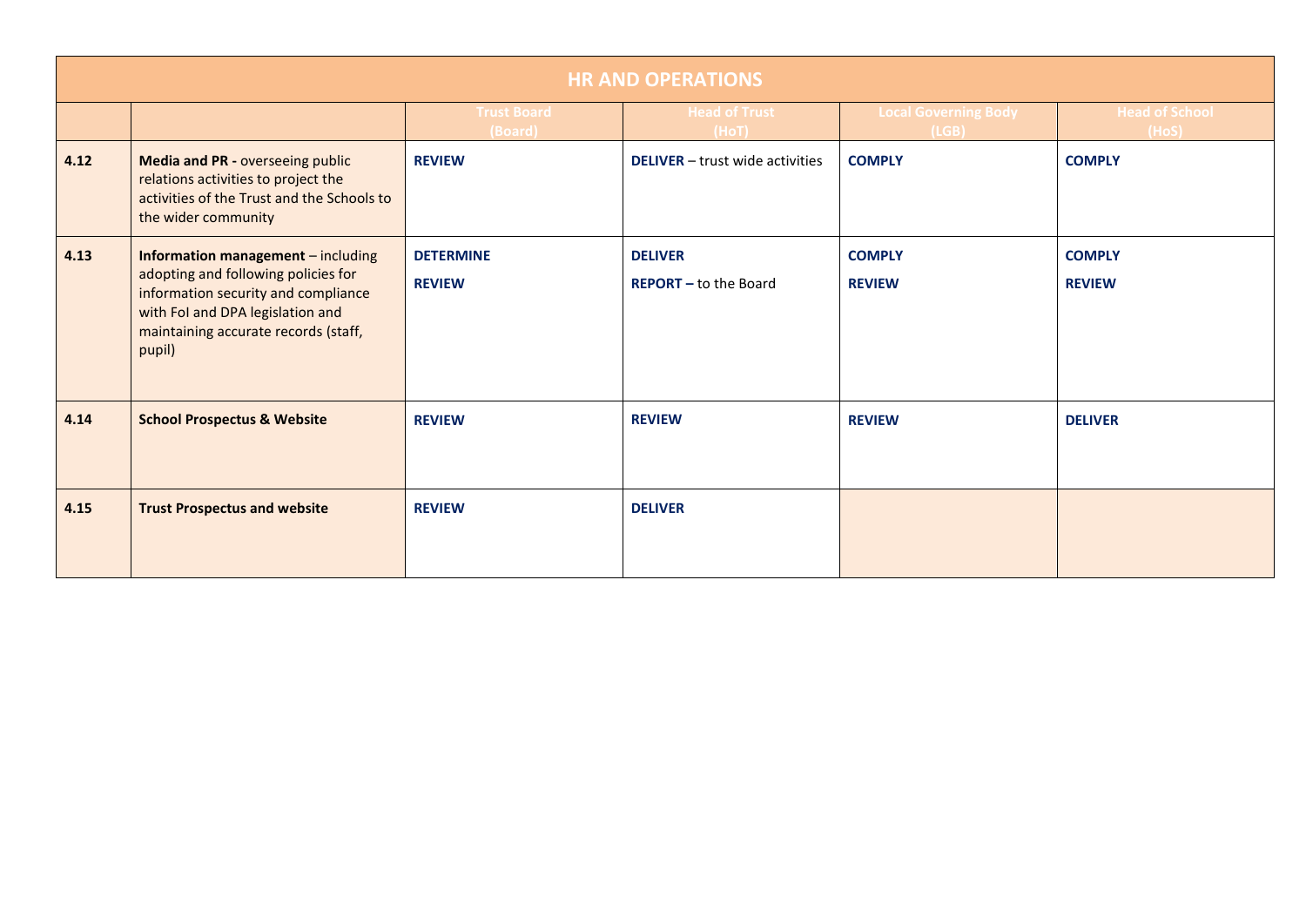| HR AND OPERATIONS | | | | | |
|---|---|---|---|---|---|
| | | Trust Board (Board) | Head of Trust (HoT) | Local Governing Body (LGB) | Head of School (HoS) |
| **4.12** | **Media and PR -** overseeing public relations activities to project the activities of the Trust and the Schools to the wider community | **REVIEW** | **DELIVER** – trust wide activities | **COMPLY** | **COMPLY** |
| **4.13** | **Information management** – including adopting and following policies for information security and compliance with FoI and DPA legislation and maintaining accurate records (staff, pupil) | **DETERMINE** **REVIEW** | **DELIVER** **REPORT –** to the Board | **COMPLY** **REVIEW** | **COMPLY** **REVIEW** |
| **4.14** | **School Prospectus & Website** | **REVIEW** | **REVIEW** | **REVIEW** | **DELIVER** |
| **4.15** | **Trust Prospectus and website** | **REVIEW** | **DELIVER** | | |